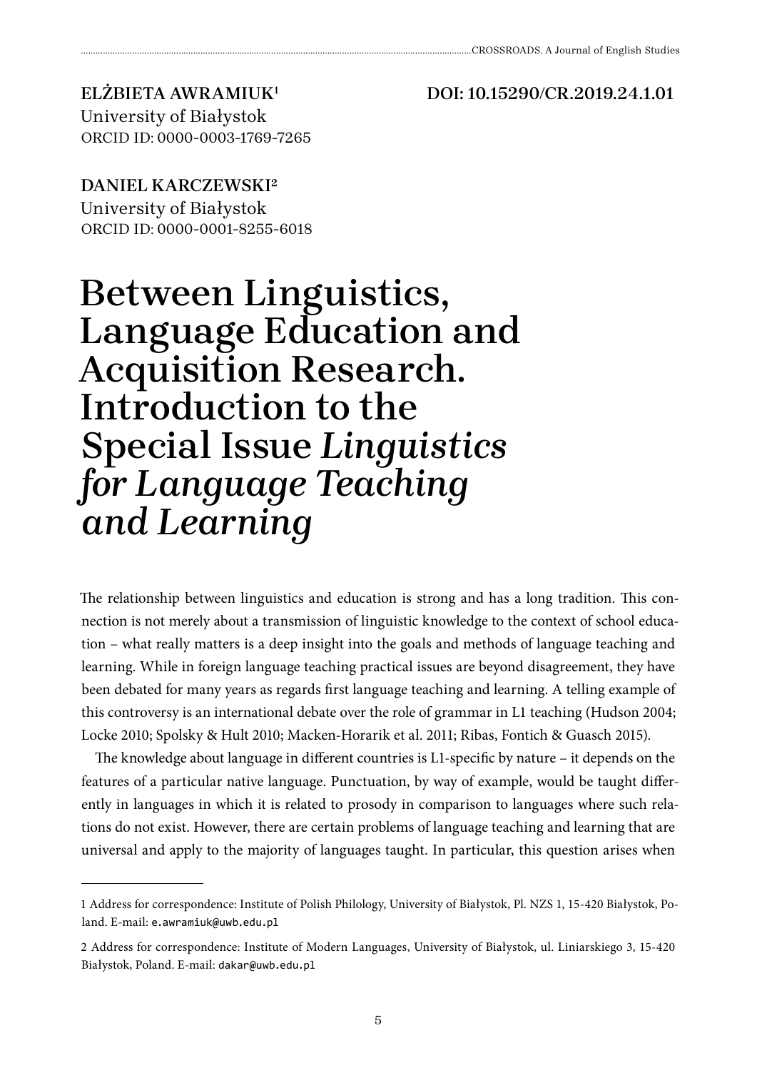ELŻBIETA AWRAMIUK[1]
University of Białystok
ORCID ID: 0000-0003-1769-7265

DOI: 10.15290/CR.2019.24.1.01

DANIEL KARCZEWSKI[2]
University of Białystok
ORCID ID: 0000-0001-8255-6018

# Between Linguistics, Language Education and Acquisition Research. Introduction to the Special Issue *Linguistics for Language Teaching and Learning*

The relationship between linguistics and education is strong and has a long tradition. This connection is not merely about a transmission of linguistic knowledge to the context of school education – what really matters is a deep insight into the goals and methods of language teaching and learning. While in foreign language teaching practical issues are beyond disagreement, they have been debated for many years as regards first language teaching and learning. A telling example of this controversy is an international debate over the role of grammar in L1 teaching (Hudson 2004; Locke 2010; Spolsky & Hult 2010; Macken-Horarik et al. 2011; Ribas, Fontich & Guasch 2015).

The knowledge about language in different countries is L1-specific by nature – it depends on the features of a particular native language. Punctuation, by way of example, would be taught differently in languages in which it is related to prosody in comparison to languages where such relations do not exist. However, there are certain problems of language teaching and learning that are universal and apply to the majority of languages taught. In particular, this question arises when

1 Address for correspondence: Institute of Polish Philology, University of Białystok, Pl. NZS 1, 15-420 Białystok, Poland. E-mail: e.awramiuk@uwb.edu.pl

2 Address for correspondence: Institute of Modern Languages, University of Białystok, ul. Liniarskiego 3, 15-420 Białystok, Poland. E-mail: dakar@uwb.edu.pl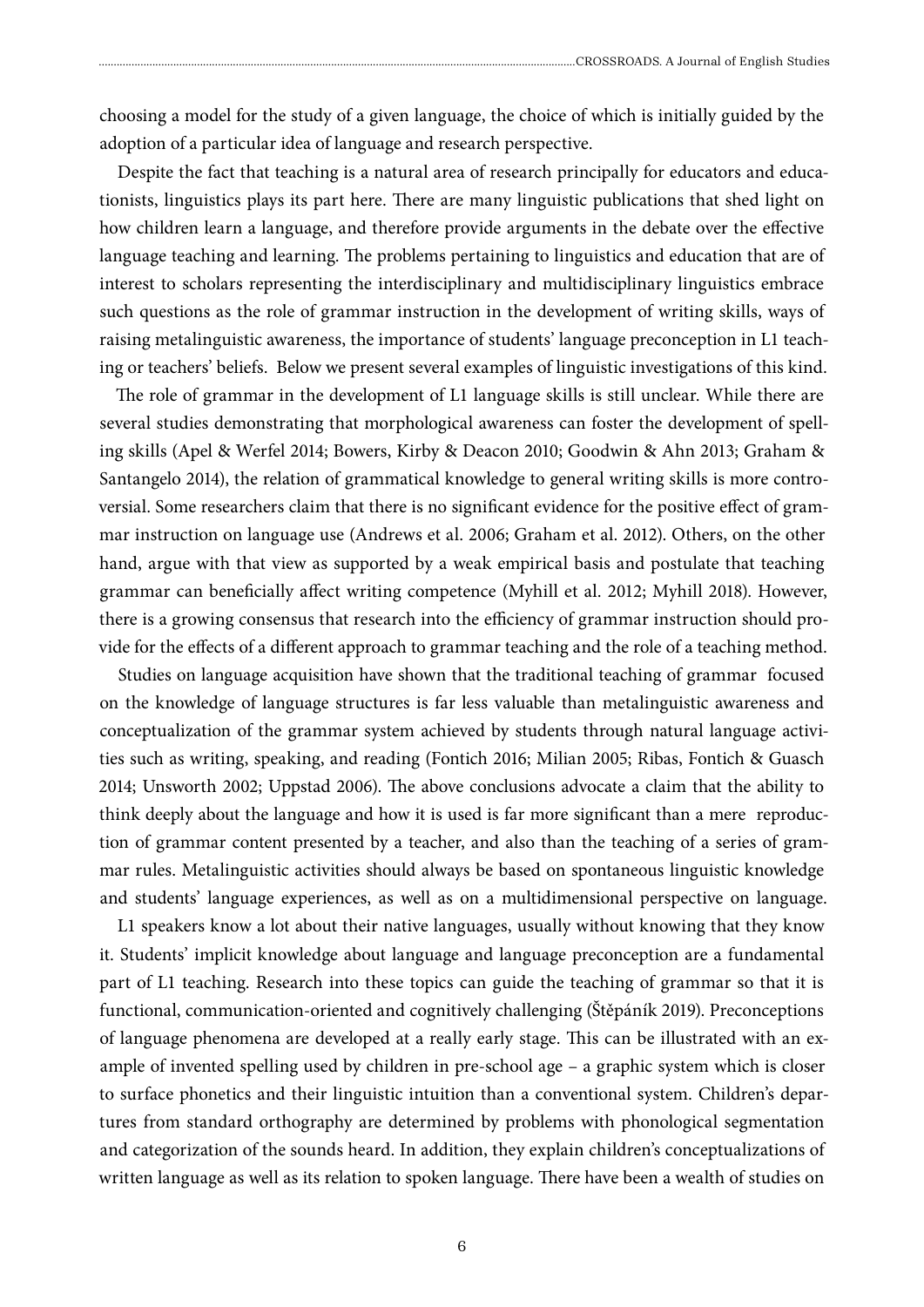choosing a model for the study of a given language, the choice of which is initially guided by the adoption of a particular idea of language and research perspective.

Despite the fact that teaching is a natural area of research principally for educators and educationists, linguistics plays its part here. There are many linguistic publications that shed light on how children learn a language, and therefore provide arguments in the debate over the effective language teaching and learning. The problems pertaining to linguistics and education that are of interest to scholars representing the interdisciplinary and multidisciplinary linguistics embrace such questions as the role of grammar instruction in the development of writing skills, ways of raising metalinguistic awareness, the importance of students' language preconception in L1 teaching or teachers' beliefs. Below we present several examples of linguistic investigations of this kind.

The role of grammar in the development of L1 language skills is still unclear. While there are several studies demonstrating that morphological awareness can foster the development of spelling skills (Apel & Werfel 2014; Bowers, Kirby & Deacon 2010; Goodwin & Ahn 2013; Graham & Santangelo 2014), the relation of grammatical knowledge to general writing skills is more controversial. Some researchers claim that there is no significant evidence for the positive effect of grammar instruction on language use (Andrews et al. 2006; Graham et al. 2012). Others, on the other hand, argue with that view as supported by a weak empirical basis and postulate that teaching grammar can beneficially affect writing competence (Myhill et al. 2012; Myhill 2018). However, there is a growing consensus that research into the efficiency of grammar instruction should provide for the effects of a different approach to grammar teaching and the role of a teaching method.

Studies on language acquisition have shown that the traditional teaching of grammar focused on the knowledge of language structures is far less valuable than metalinguistic awareness and conceptualization of the grammar system achieved by students through natural language activities such as writing, speaking, and reading (Fontich 2016; Milian 2005; Ribas, Fontich & Guasch 2014; Unsworth 2002; Uppstad 2006). The above conclusions advocate a claim that the ability to think deeply about the language and how it is used is far more significant than a mere reproduction of grammar content presented by a teacher, and also than the teaching of a series of grammar rules. Metalinguistic activities should always be based on spontaneous linguistic knowledge and students' language experiences, as well as on a multidimensional perspective on language.

L1 speakers know a lot about their native languages, usually without knowing that they know it. Students' implicit knowledge about language and language preconception are a fundamental part of L1 teaching. Research into these topics can guide the teaching of grammar so that it is functional, communication-oriented and cognitively challenging (Štěpáník 2019). Preconceptions of language phenomena are developed at a really early stage. This can be illustrated with an example of invented spelling used by children in pre-school age – a graphic system which is closer to surface phonetics and their linguistic intuition than a conventional system. Children's departures from standard orthography are determined by problems with phonological segmentation and categorization of the sounds heard. In addition, they explain children's conceptualizations of written language as well as its relation to spoken language. There have been a wealth of studies on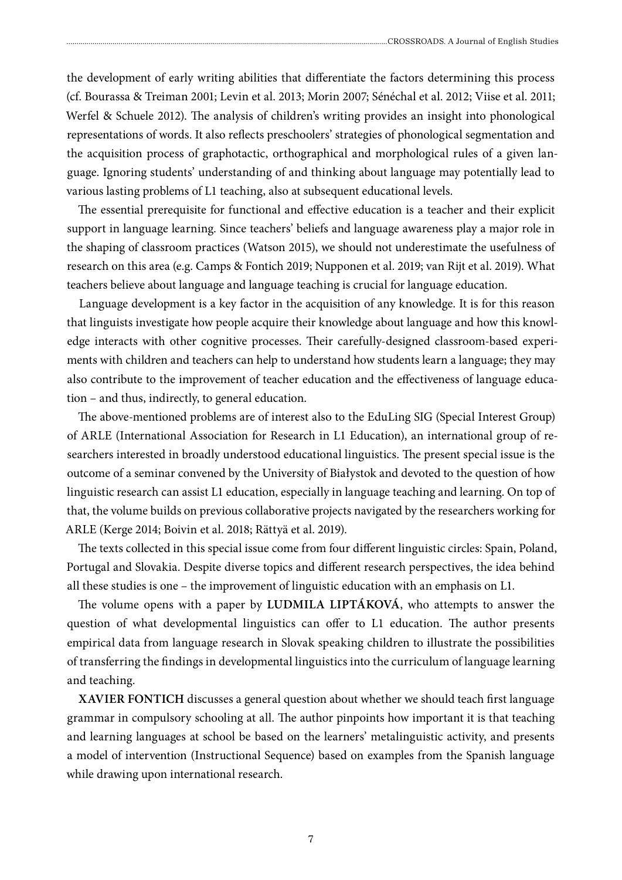the development of early writing abilities that differentiate the factors determining this process (cf. Bourassa & Treiman 2001; Levin et al. 2013; Morin 2007; Sénéchal et al. 2012; Viise et al. 2011; Werfel & Schuele 2012). The analysis of children's writing provides an insight into phonological representations of words. It also reflects preschoolers' strategies of phonological segmentation and the acquisition process of graphotactic, orthographical and morphological rules of a given language. Ignoring students' understanding of and thinking about language may potentially lead to various lasting problems of L1 teaching, also at subsequent educational levels.

The essential prerequisite for functional and effective education is a teacher and their explicit support in language learning. Since teachers' beliefs and language awareness play a major role in the shaping of classroom practices (Watson 2015), we should not underestimate the usefulness of research on this area (e.g. Camps & Fontich 2019; Nupponen et al. 2019; van Rijt et al. 2019). What teachers believe about language and language teaching is crucial for language education.

Language development is a key factor in the acquisition of any knowledge. It is for this reason that linguists investigate how people acquire their knowledge about language and how this knowledge interacts with other cognitive processes. Their carefully-designed classroom-based experiments with children and teachers can help to understand how students learn a language; they may also contribute to the improvement of teacher education and the effectiveness of language education – and thus, indirectly, to general education.

The above-mentioned problems are of interest also to the EduLing SIG (Special Interest Group) of ARLE (International Association for Research in L1 Education), an international group of researchers interested in broadly understood educational linguistics. The present special issue is the outcome of a seminar convened by the University of Białystok and devoted to the question of how linguistic research can assist L1 education, especially in language teaching and learning. On top of that, the volume builds on previous collaborative projects navigated by the researchers working for ARLE (Kerge 2014; Boivin et al. 2018; Rättyä et al. 2019).

The texts collected in this special issue come from four different linguistic circles: Spain, Poland, Portugal and Slovakia. Despite diverse topics and different research perspectives, the idea behind all these studies is one – the improvement of linguistic education with an emphasis on L1.

The volume opens with a paper by **LUDMILA LIPTÁKOVÁ**, who attempts to answer the question of what developmental linguistics can offer to L1 education. The author presents empirical data from language research in Slovak speaking children to illustrate the possibilities of transferring the findings in developmental linguistics into the curriculum of language learning and teaching.

**XAVIER FONTICH** discusses a general question about whether we should teach first language grammar in compulsory schooling at all. The author pinpoints how important it is that teaching and learning languages at school be based on the learners' metalinguistic activity, and presents a model of intervention (Instructional Sequence) based on examples from the Spanish language while drawing upon international research.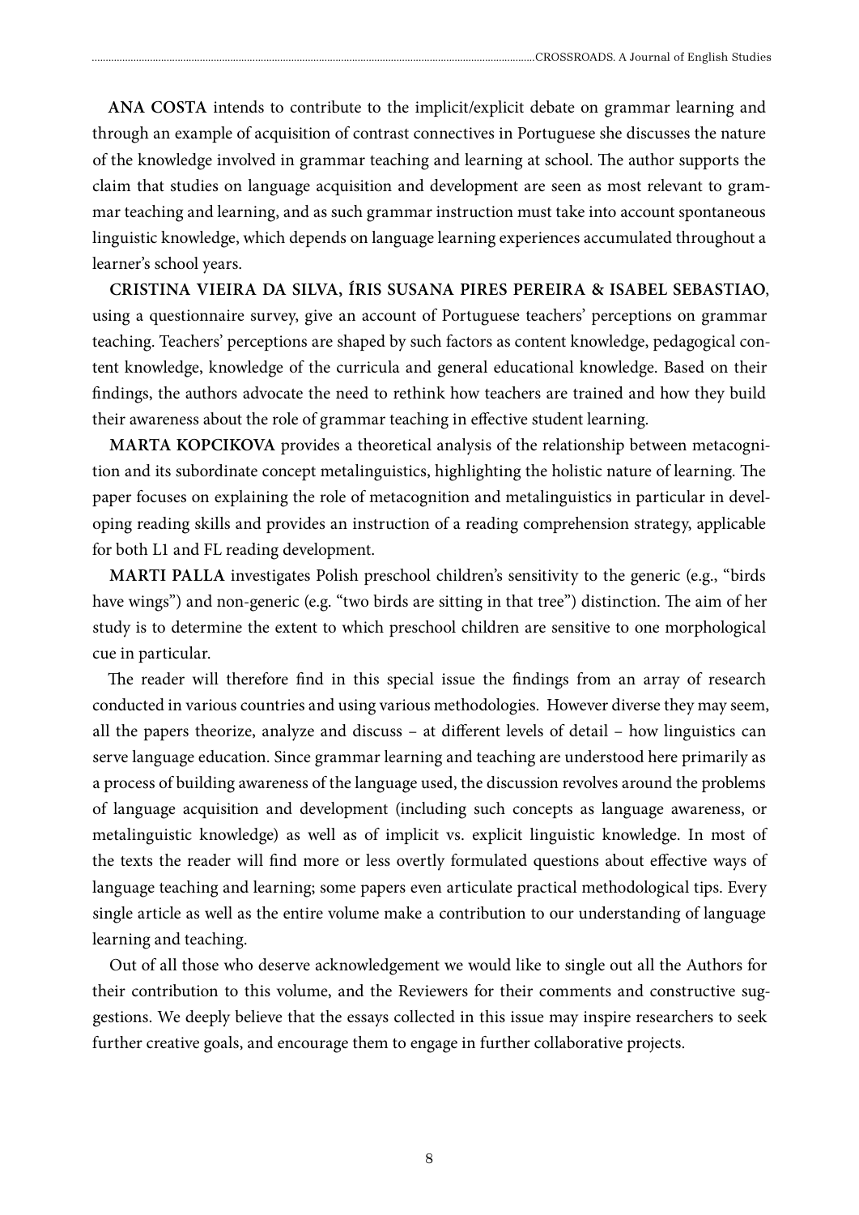**ANA COSTA** intends to contribute to the implicit/explicit debate on grammar learning and through an example of acquisition of contrast connectives in Portuguese she discusses the nature of the knowledge involved in grammar teaching and learning at school. The author supports the claim that studies on language acquisition and development are seen as most relevant to grammar teaching and learning, and as such grammar instruction must take into account spontaneous linguistic knowledge, which depends on language learning experiences accumulated throughout a learner's school years.

**CRISTINA VIEIRA DA SILVA, ÍRIS SUSANA PIRES PEREIRA & ISABEL SEBASTIAO**, using a questionnaire survey, give an account of Portuguese teachers' perceptions on grammar teaching. Teachers' perceptions are shaped by such factors as content knowledge, pedagogical content knowledge, knowledge of the curricula and general educational knowledge. Based on their findings, the authors advocate the need to rethink how teachers are trained and how they build their awareness about the role of grammar teaching in effective student learning.

**MARTA KOPCIKOVA** provides a theoretical analysis of the relationship between metacognition and its subordinate concept metalinguistics, highlighting the holistic nature of learning. The paper focuses on explaining the role of metacognition and metalinguistics in particular in developing reading skills and provides an instruction of a reading comprehension strategy, applicable for both L1 and FL reading development.

**MARTI PALLA** investigates Polish preschool children's sensitivity to the generic (e.g., "birds have wings") and non-generic (e.g. "two birds are sitting in that tree") distinction. The aim of her study is to determine the extent to which preschool children are sensitive to one morphological cue in particular.

The reader will therefore find in this special issue the findings from an array of research conducted in various countries and using various methodologies. However diverse they may seem, all the papers theorize, analyze and discuss – at different levels of detail – how linguistics can serve language education. Since grammar learning and teaching are understood here primarily as a process of building awareness of the language used, the discussion revolves around the problems of language acquisition and development (including such concepts as language awareness, or metalinguistic knowledge) as well as of implicit vs. explicit linguistic knowledge. In most of the texts the reader will find more or less overtly formulated questions about effective ways of language teaching and learning; some papers even articulate practical methodological tips. Every single article as well as the entire volume make a contribution to our understanding of language learning and teaching.

Out of all those who deserve acknowledgement we would like to single out all the Authors for their contribution to this volume, and the Reviewers for their comments and constructive suggestions. We deeply believe that the essays collected in this issue may inspire researchers to seek further creative goals, and encourage them to engage in further collaborative projects.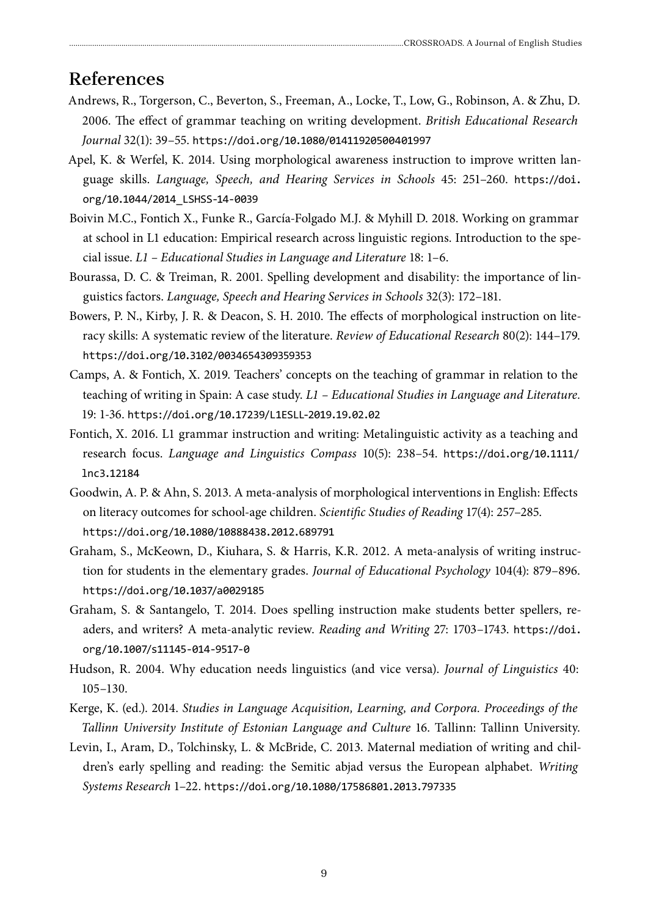## References

Andrews, R., Torgerson, C., Beverton, S., Freeman, A., Locke, T., Low, G., Robinson, A. & Zhu, D. 2006. The effect of grammar teaching on writing development. *British Educational Research Journal* 32(1): 39–55. https://doi.org/10.1080/01411920500401997

Apel, K. & Werfel, K. 2014. Using morphological awareness instruction to improve written language skills. *Language, Speech, and Hearing Services in Schools* 45: 251–260. https://doi.org/10.1044/2014_LSHSS-14-0039

Boivin M.C., Fontich X., Funke R., García-Folgado M.J. & Myhill D. 2018. Working on grammar at school in L1 education: Empirical research across linguistic regions. Introduction to the special issue. *L1 – Educational Studies in Language and Literature* 18: 1–6.

Bourassa, D. C. & Treiman, R. 2001. Spelling development and disability: the importance of linguistics factors. *Language, Speech and Hearing Services in Schools* 32(3): 172–181.

Bowers, P. N., Kirby, J. R. & Deacon, S. H. 2010. The effects of morphological instruction on literacy skills: A systematic review of the literature. *Review of Educational Research* 80(2): 144–179. https://doi.org/10.3102/0034654309359353

Camps, A. & Fontich, X. 2019. Teachers' concepts on the teaching of grammar in relation to the teaching of writing in Spain: A case study. *L1 – Educational Studies in Language and Literature.* 19: 1-36. https://doi.org/10.17239/L1ESLL-2019.19.02.02

Fontich, X. 2016. L1 grammar instruction and writing: Metalinguistic activity as a teaching and research focus. *Language and Linguistics Compass* 10(5): 238–54. https://doi.org/10.1111/lnc3.12184

Goodwin, A. P. & Ahn, S. 2013. A meta-analysis of morphological interventions in English: Effects on literacy outcomes for school-age children. *Scientific Studies of Reading* 17(4): 257–285. https://doi.org/10.1080/10888438.2012.689791

Graham, S., McKeown, D., Kiuhara, S. & Harris, K.R. 2012. A meta-analysis of writing instruction for students in the elementary grades. *Journal of Educational Psychology* 104(4): 879–896. https://doi.org/10.1037/a0029185

Graham, S. & Santangelo, T. 2014. Does spelling instruction make students better spellers, readers, and writers? A meta-analytic review. *Reading and Writing* 27: 1703–1743. https://doi.org/10.1007/s11145-014-9517-0

Hudson, R. 2004. Why education needs linguistics (and vice versa). *Journal of Linguistics* 40: 105–130.

Kerge, K. (ed.). 2014. *Studies in Language Acquisition, Learning, and Corpora. Proceedings of the Tallinn University Institute of Estonian Language and Culture* 16. Tallinn: Tallinn University.

Levin, I., Aram, D., Tolchinsky, L. & McBride, C. 2013. Maternal mediation of writing and children's early spelling and reading: the Semitic abjad versus the European alphabet. *Writing Systems Research* 1–22. https://doi.org/10.1080/17586801.2013.797335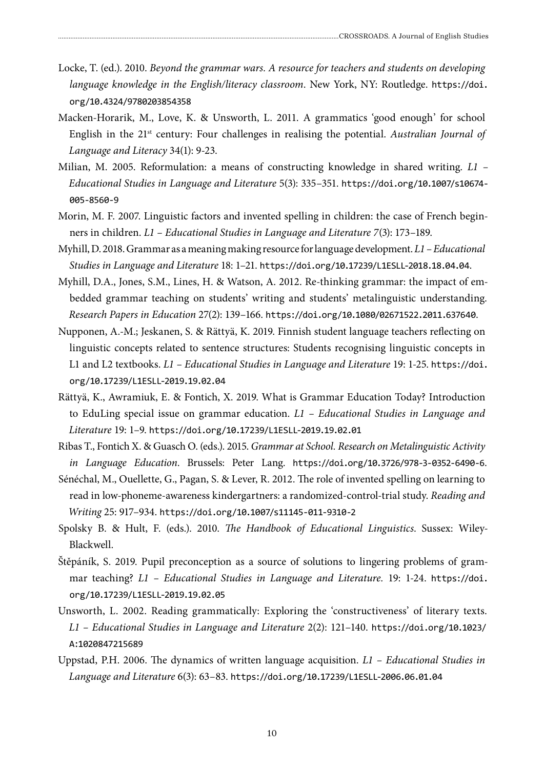Locke, T. (ed.). 2010. *Beyond the grammar wars. A resource for teachers and students on developing language knowledge in the English/literacy classroom*. New York, NY: Routledge. https://doi.org/10.4324/9780203854358

Macken-Horarik, M., Love, K. & Unsworth, L. 2011. A grammatics 'good enough' for school English in the 21st century: Four challenges in realising the potential. *Australian Journal of Language and Literacy* 34(1): 9-23.

Milian, M. 2005. Reformulation: a means of constructing knowledge in shared writing. *L1 – Educational Studies in Language and Literature* 5(3): 335–351. https://doi.org/10.1007/s10674-005-8560-9

Morin, M. F. 2007. Linguistic factors and invented spelling in children: the case of French beginners in children. *L1 – Educational Studies in Language and Literature 7*(3): 173–189.

Myhill, D. 2018. Grammar as a meaning making resource for language development. *L1 – Educational Studies in Language and Literature* 18: 1–21. https://doi.org/10.17239/L1ESLL-2018.18.04.04.

Myhill, D.A., Jones, S.M., Lines, H. & Watson, A. 2012. Re-thinking grammar: the impact of embedded grammar teaching on students' writing and students' metalinguistic understanding. *Research Papers in Education* 27(2): 139–166. https://doi.org/10.1080/02671522.2011.637640.

Nupponen, A.-M.; Jeskanen, S. & Rättyä, K. 2019. Finnish student language teachers reflecting on linguistic concepts related to sentence structures: Students recognising linguistic concepts in L1 and L2 textbooks. *L1 – Educational Studies in Language and Literature* 19: 1-25. https://doi.org/10.17239/L1ESLL-2019.19.02.04

Rättyä, K., Awramiuk, E. & Fontich, X. 2019. What is Grammar Education Today? Introduction to EduLing special issue on grammar education. *L1 – Educational Studies in Language and Literature* 19: 1–9. https://doi.org/10.17239/L1ESLL-2019.19.02.01

Ribas T., Fontich X. & Guasch O. (eds.). 2015. *Grammar at School. Research on Metalinguistic Activity in Language Education*. Brussels: Peter Lang. https://doi.org/10.3726/978-3-0352-6490-6.

Sénéchal, M., Ouellette, G., Pagan, S. & Lever, R. 2012. The role of invented spelling on learning to read in low-phoneme-awareness kindergartners: a randomized-control-trial study. *Reading and Writing* 25: 917–934. https://doi.org/10.1007/s11145-011-9310-2

Spolsky B. & Hult, F. (eds.). 2010. *The Handbook of Educational Linguistics*. Sussex: Wiley-Blackwell.

Štěpáník, S. 2019. Pupil preconception as a source of solutions to lingering problems of grammar teaching? *L1 – Educational Studies in Language and Literature.* 19: 1-24. https://doi.org/10.17239/L1ESLL-2019.19.02.05

Unsworth, L. 2002. Reading grammatically: Exploring the 'constructiveness' of literary texts. *L1 – Educational Studies in Language and Literature* 2(2): 121–140. https://doi.org/10.1023/A:1020847215689

Uppstad, P.H. 2006. The dynamics of written language acquisition. *L1 – Educational Studies in Language and Literature* 6(3): 63–83. https://doi.org/10.17239/L1ESLL-2006.06.01.04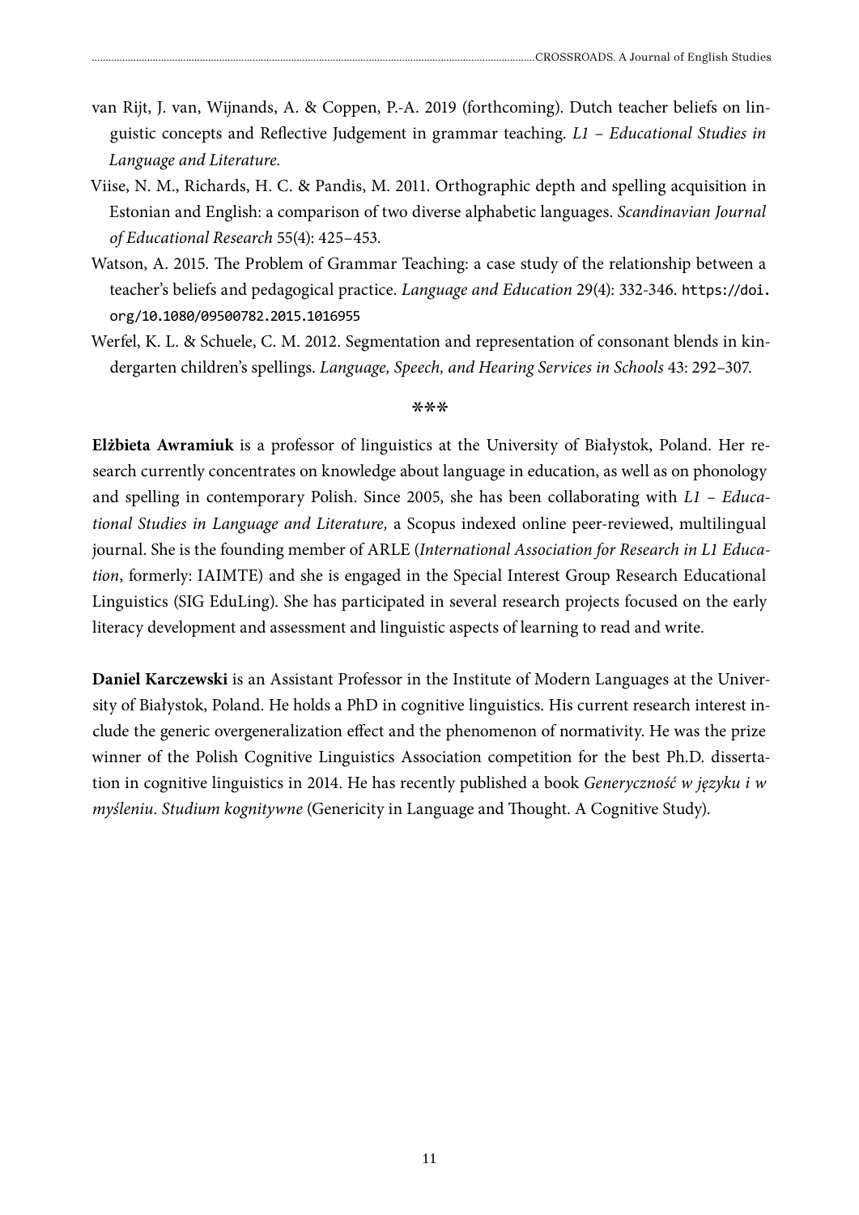van Rijt, J. van, Wijnands, A. & Coppen, P.-A. 2019 (forthcoming). Dutch teacher beliefs on linguistic concepts and Reflective Judgement in grammar teaching. *L1 – Educational Studies in Language and Literature.*

Viise, N. M., Richards, H. C. & Pandis, M. 2011. Orthographic depth and spelling acquisition in Estonian and English: a comparison of two diverse alphabetic languages. *Scandinavian Journal of Educational Research* 55(4): 425–453.

Watson, A. 2015. The Problem of Grammar Teaching: a case study of the relationship between a teacher's beliefs and pedagogical practice. *Language and Education* 29(4): 332-346. https://doi.org/10.1080/09500782.2015.1016955

Werfel, K. L. & Schuele, C. M. 2012. Segmentation and representation of consonant blends in kindergarten children's spellings. *Language, Speech, and Hearing Services in Schools* 43: 292–307.

***

**Elżbieta Awramiuk** is a professor of linguistics at the University of Białystok, Poland. Her research currently concentrates on knowledge about language in education, as well as on phonology and spelling in contemporary Polish. Since 2005, she has been collaborating with *L1 – Educational Studies in Language and Literature,* a Scopus indexed online peer-reviewed, multilingual journal. She is the founding member of ARLE (*International Association for Research in L1 Education*, formerly: IAIMTE) and she is engaged in the Special Interest Group Research Educational Linguistics (SIG EduLing). She has participated in several research projects focused on the early literacy development and assessment and linguistic aspects of learning to read and write.

**Daniel Karczewski** is an Assistant Professor in the Institute of Modern Languages at the University of Białystok, Poland. He holds a PhD in cognitive linguistics. His current research interest include the generic overgeneralization effect and the phenomenon of normativity. He was the prize winner of the Polish Cognitive Linguistics Association competition for the best Ph.D. dissertation in cognitive linguistics in 2014. He has recently published a book *Generyczność w języku i w myśleniu. Studium kognitywne* (Genericity in Language and Thought. A Cognitive Study).